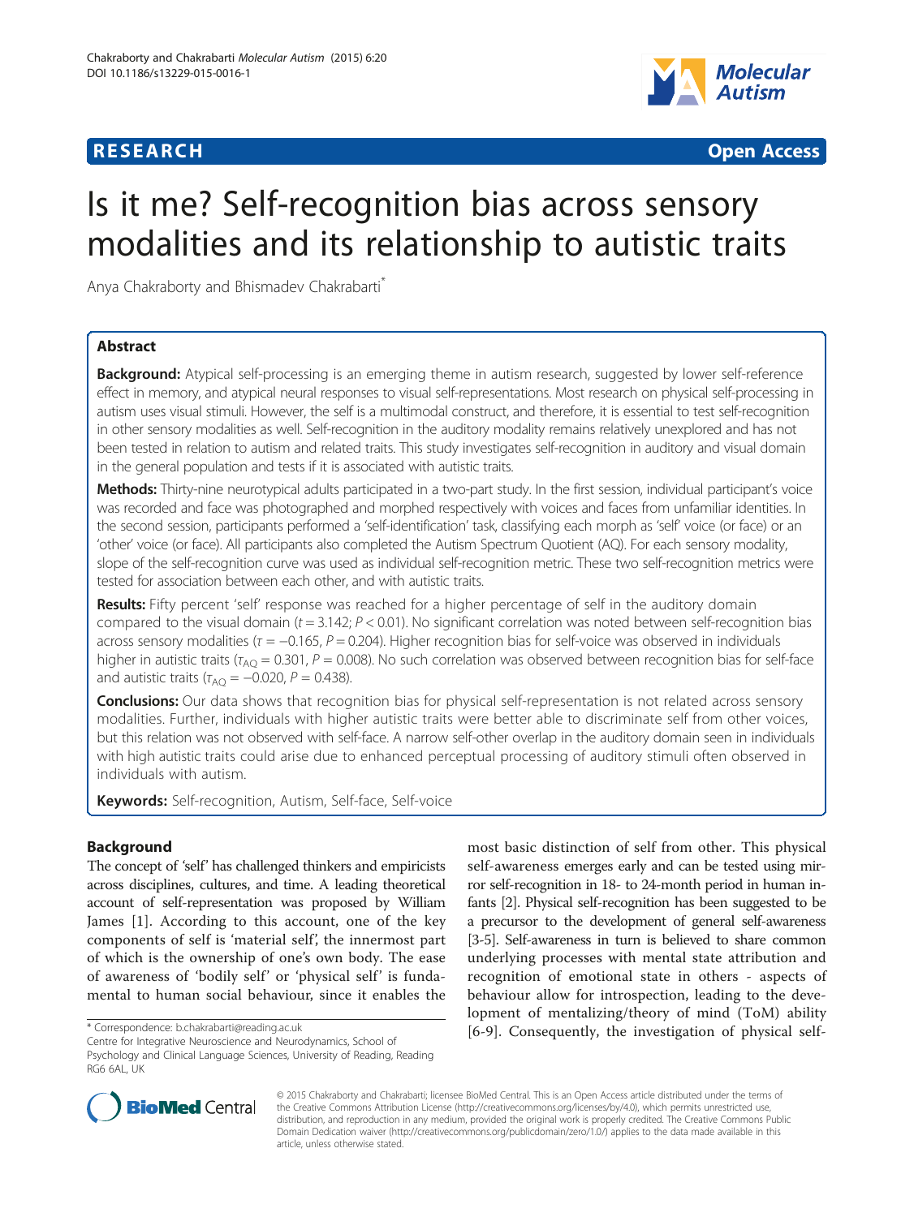**RESEARCH** **Open Access**

# Is it me? Self-recognition bias across sensory modalities and its relationship to autistic traits

Anya Chakraborty and Bhismadev Chakrabarti*

## Abstract

**Background:** Atypical self-processing is an emerging theme in autism research, suggested by lower self-reference effect in memory, and atypical neural responses to visual self-representations. Most research on physical self-processing in autism uses visual stimuli. However, the self is a multimodal construct, and therefore, it is essential to test self-recognition in other sensory modalities as well. Self-recognition in the auditory modality remains relatively unexplored and has not been tested in relation to autism and related traits. This study investigates self-recognition in auditory and visual domain in the general population and tests if it is associated with autistic traits.

**Methods:** Thirty-nine neurotypical adults participated in a two-part study. In the first session, individual participant's voice was recorded and face was photographed and morphed respectively with voices and faces from unfamiliar identities. In the second session, participants performed a 'self-identification' task, classifying each morph as 'self' voice (or face) or an 'other' voice (or face). All participants also completed the Autism Spectrum Quotient (AQ). For each sensory modality, slope of the self-recognition curve was used as individual self-recognition metric. These two self-recognition metrics were tested for association between each other, and with autistic traits.

**Results:** Fifty percent 'self' response was reached for a higher percentage of self in the auditory domain compared to the visual domain ($t = 3.142$; $P < 0.01$). No significant correlation was noted between self-recognition bias across sensory modalities ($\tau = -0.165$, $P = 0.204$). Higher recognition bias for self-voice was observed in individuals higher in autistic traits ($\tau_{AQ} = 0.301$, $P = 0.008$). No such correlation was observed between recognition bias for self-face and autistic traits ($\tau_{AQ} = -0.020$, $P = 0.438$).

**Conclusions:** Our data shows that recognition bias for physical self-representation is not related across sensory modalities. Further, individuals with higher autistic traits were better able to discriminate self from other voices, but this relation was not observed with self-face. A narrow self-other overlap in the auditory domain seen in individuals with high autistic traits could arise due to enhanced perceptual processing of auditory stimuli often observed in individuals with autism.

**Keywords:** Self-recognition, Autism, Self-face, Self-voice

## Background

The concept of 'self' has challenged thinkers and empiricists across disciplines, cultures, and time. A leading theoretical account of self-representation was proposed by William James [1]. According to this account, one of the key components of self is 'material self', the innermost part of which is the ownership of one's own body. The ease of awareness of 'bodily self' or 'physical self' is fundamental to human social behaviour, since it enables the most basic distinction of self from other. This physical self-awareness emerges early and can be tested using mirror self-recognition in 18- to 24-month period in human infants [2]. Physical self-recognition has been suggested to be a precursor to the development of general self-awareness [3-5]. Self-awareness in turn is believed to share common underlying processes with mental state attribution and recognition of emotional state in others - aspects of behaviour allow for introspection, leading to the development of mentalizing/theory of mind (ToM) ability [6-9]. Consequently, the investigation of physical self-

\* Correspondence: b.chakrabarti@reading.ac.uk
Centre for Integrative Neuroscience and Neurodynamics, School of Psychology and Clinical Language Sciences, University of Reading, Reading RG6 6AL, UK

© 2015 Chakraborty and Chakrabarti; licensee BioMed Central. This is an Open Access article distributed under the terms of the Creative Commons Attribution License (http://creativecommons.org/licenses/by/4.0), which permits unrestricted use, distribution, and reproduction in any medium, provided the original work is properly credited. The Creative Commons Public Domain Dedication waiver (http://creativecommons.org/publicdomain/zero/1.0/) applies to the data made available in this article, unless otherwise stated.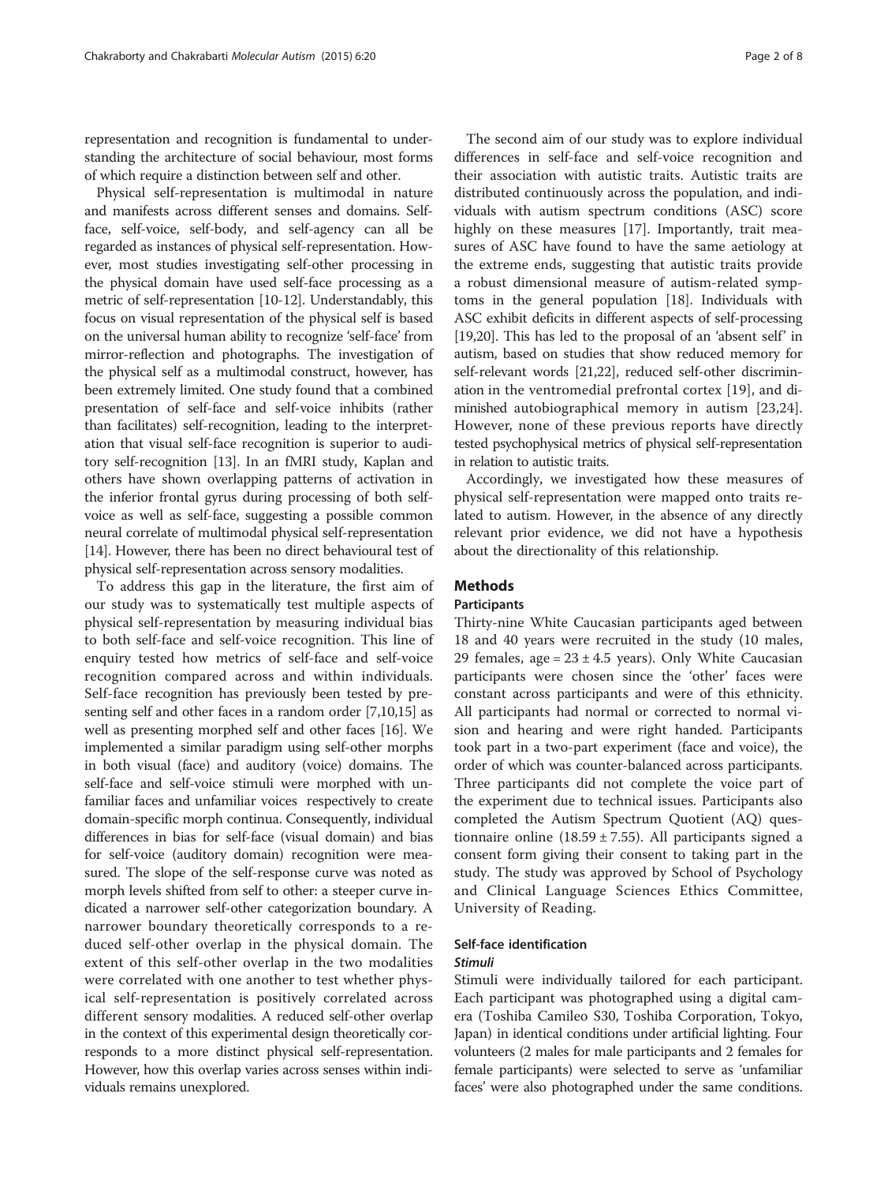representation and recognition is fundamental to understanding the architecture of social behaviour, most forms of which require a distinction between self and other.

Physical self-representation is multimodal in nature and manifests across different senses and domains. Self-face, self-voice, self-body, and self-agency can all be regarded as instances of physical self-representation. However, most studies investigating self-other processing in the physical domain have used self-face processing as a metric of self-representation [10-12]. Understandably, this focus on visual representation of the physical self is based on the universal human ability to recognize 'self-face' from mirror-reflection and photographs. The investigation of the physical self as a multimodal construct, however, has been extremely limited. One study found that a combined presentation of self-face and self-voice inhibits (rather than facilitates) self-recognition, leading to the interpretation that visual self-face recognition is superior to auditory self-recognition [13]. In an fMRI study, Kaplan and others have shown overlapping patterns of activation in the inferior frontal gyrus during processing of both self-voice as well as self-face, suggesting a possible common neural correlate of multimodal physical self-representation [14]. However, there has been no direct behavioural test of physical self-representation across sensory modalities.

To address this gap in the literature, the first aim of our study was to systematically test multiple aspects of physical self-representation by measuring individual bias to both self-face and self-voice recognition. This line of enquiry tested how metrics of self-face and self-voice recognition compared across and within individuals. Self-face recognition has previously been tested by presenting self and other faces in a random order [7,10,15] as well as presenting morphed self and other faces [16]. We implemented a similar paradigm using self-other morphs in both visual (face) and auditory (voice) domains. The self-face and self-voice stimuli were morphed with unfamiliar faces and unfamiliar voices respectively to create domain-specific morph continua. Consequently, individual differences in bias for self-face (visual domain) and bias for self-voice (auditory domain) recognition were measured. The slope of the self-response curve was noted as morph levels shifted from self to other: a steeper curve indicated a narrower self-other categorization boundary. A narrower boundary theoretically corresponds to a reduced self-other overlap in the physical domain. The extent of this self-other overlap in the two modalities were correlated with one another to test whether physical self-representation is positively correlated across different sensory modalities. A reduced self-other overlap in the context of this experimental design theoretically corresponds to a more distinct physical self-representation. However, how this overlap varies across senses within individuals remains unexplored.

The second aim of our study was to explore individual differences in self-face and self-voice recognition and their association with autistic traits. Autistic traits are distributed continuously across the population, and individuals with autism spectrum conditions (ASC) score highly on these measures [17]. Importantly, trait measures of ASC have found to have the same aetiology at the extreme ends, suggesting that autistic traits provide a robust dimensional measure of autism-related symptoms in the general population [18]. Individuals with ASC exhibit deficits in different aspects of self-processing [19,20]. This has led to the proposal of an 'absent self' in autism, based on studies that show reduced memory for self-relevant words [21,22], reduced self-other discrimination in the ventromedial prefrontal cortex [19], and diminished autobiographical memory in autism [23,24]. However, none of these previous reports have directly tested psychophysical metrics of physical self-representation in relation to autistic traits.

Accordingly, we investigated how these measures of physical self-representation were mapped onto traits related to autism. However, in the absence of any directly relevant prior evidence, we did not have a hypothesis about the directionality of this relationship.

## Methods

### Participants

Thirty-nine White Caucasian participants aged between 18 and 40 years were recruited in the study (10 males, 29 females, age = $23 \pm 4.5$ years). Only White Caucasian participants were chosen since the 'other' faces were constant across participants and were of this ethnicity. All participants had normal or corrected to normal vision and hearing and were right handed. Participants took part in a two-part experiment (face and voice), the order of which was counter-balanced across participants. Three participants did not complete the voice part of the experiment due to technical issues. Participants also completed the Autism Spectrum Quotient (AQ) questionnaire online ($18.59 \pm 7.55$). All participants signed a consent form giving their consent to taking part in the study. The study was approved by School of Psychology and Clinical Language Sciences Ethics Committee, University of Reading.

### Self-face identification

#### *Stimuli*

Stimuli were individually tailored for each participant. Each participant was photographed using a digital camera (Toshiba Camileo S30, Toshiba Corporation, Tokyo, Japan) in identical conditions under artificial lighting. Four volunteers (2 males for male participants and 2 females for female participants) were selected to serve as 'unfamiliar faces' were also photographed under the same conditions.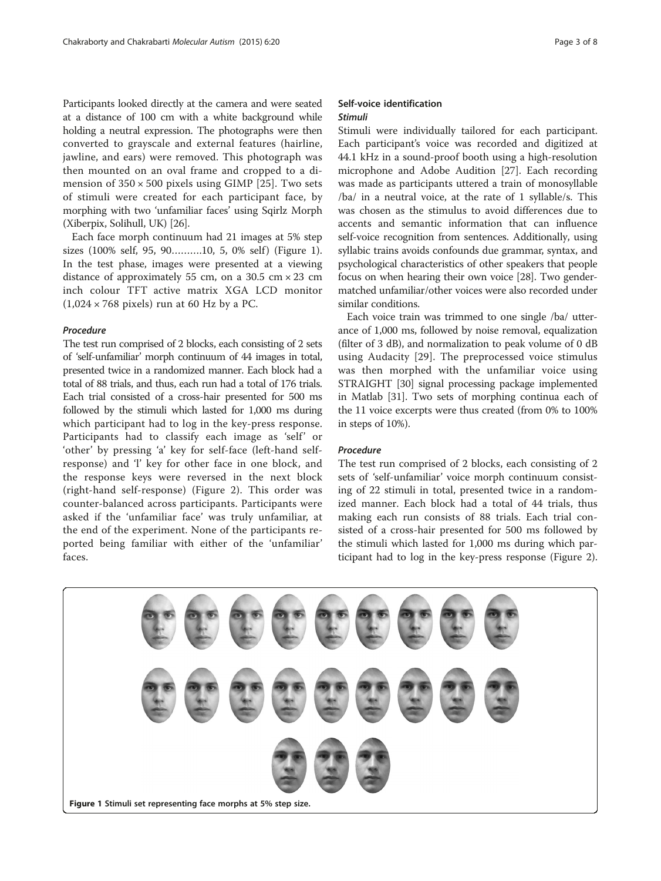Participants looked directly at the camera and were seated at a distance of 100 cm with a white background while holding a neutral expression. The photographs were then converted to grayscale and external features (hairline, jawline, and ears) were removed. This photograph was then mounted on an oval frame and cropped to a dimension of $350 \times 500$ pixels using GIMP [25]. Two sets of stimuli were created for each participant face, by morphing with two 'unfamiliar faces' using Sqirlz Morph (Xiberpix, Solihull, UK) [26].

Each face morph continuum had 21 images at 5% step sizes (100% self, 95, 90……….10, 5, 0% self) (Figure 1). In the test phase, images were presented at a viewing distance of approximately 55 cm, on a 30.5 cm × 23 cm inch colour TFT active matrix XGA LCD monitor (1,024 × 768 pixels) run at 60 Hz by a PC.

#### *Procedure*

The test run comprised of 2 blocks, each consisting of 2 sets of 'self-unfamiliar' morph continuum of 44 images in total, presented twice in a randomized manner. Each block had a total of 88 trials, and thus, each run had a total of 176 trials. Each trial consisted of a cross-hair presented for 500 ms followed by the stimuli which lasted for 1,000 ms during which participant had to log in the key-press response. Participants had to classify each image as 'self' or 'other' by pressing 'a' key for self-face (left-hand self-response) and 'l' key for other face in one block, and the response keys were reversed in the next block (right-hand self-response) (Figure 2). This order was counter-balanced across participants. Participants were asked if the 'unfamiliar face' was truly unfamiliar, at the end of the experiment. None of the participants reported being familiar with either of the 'unfamiliar' faces.

### Self-voice identification

#### *Stimuli*

Stimuli were individually tailored for each participant. Each participant's voice was recorded and digitized at 44.1 kHz in a sound-proof booth using a high-resolution microphone and Adobe Audition [27]. Each recording was made as participants uttered a train of monosyllable /ba/ in a neutral voice, at the rate of 1 syllable/s. This was chosen as the stimulus to avoid differences due to accents and semantic information that can influence self-voice recognition from sentences. Additionally, using syllabic trains avoids confounds due grammar, syntax, and psychological characteristics of other speakers that people focus on when hearing their own voice [28]. Two gender-matched unfamiliar/other voices were also recorded under similar conditions.

Each voice train was trimmed to one single /ba/ utterance of 1,000 ms, followed by noise removal, equalization (filter of 3 dB), and normalization to peak volume of 0 dB using Audacity [29]. The preprocessed voice stimulus was then morphed with the unfamiliar voice using STRAIGHT [30] signal processing package implemented in Matlab [31]. Two sets of morphing continua each of the 11 voice excerpts were thus created (from 0% to 100% in steps of 10%).

#### *Procedure*

The test run comprised of 2 blocks, each consisting of 2 sets of 'self-unfamiliar' voice morph continuum consisting of 22 stimuli in total, presented twice in a randomized manner. Each block had a total of 44 trials, thus making each run consists of 88 trials. Each trial consisted of a cross-hair presented for 500 ms followed by the stimuli which lasted for 1,000 ms during which participant had to log in the key-press response (Figure 2).

**Figure 1** Stimuli set representing face morphs at 5% step size.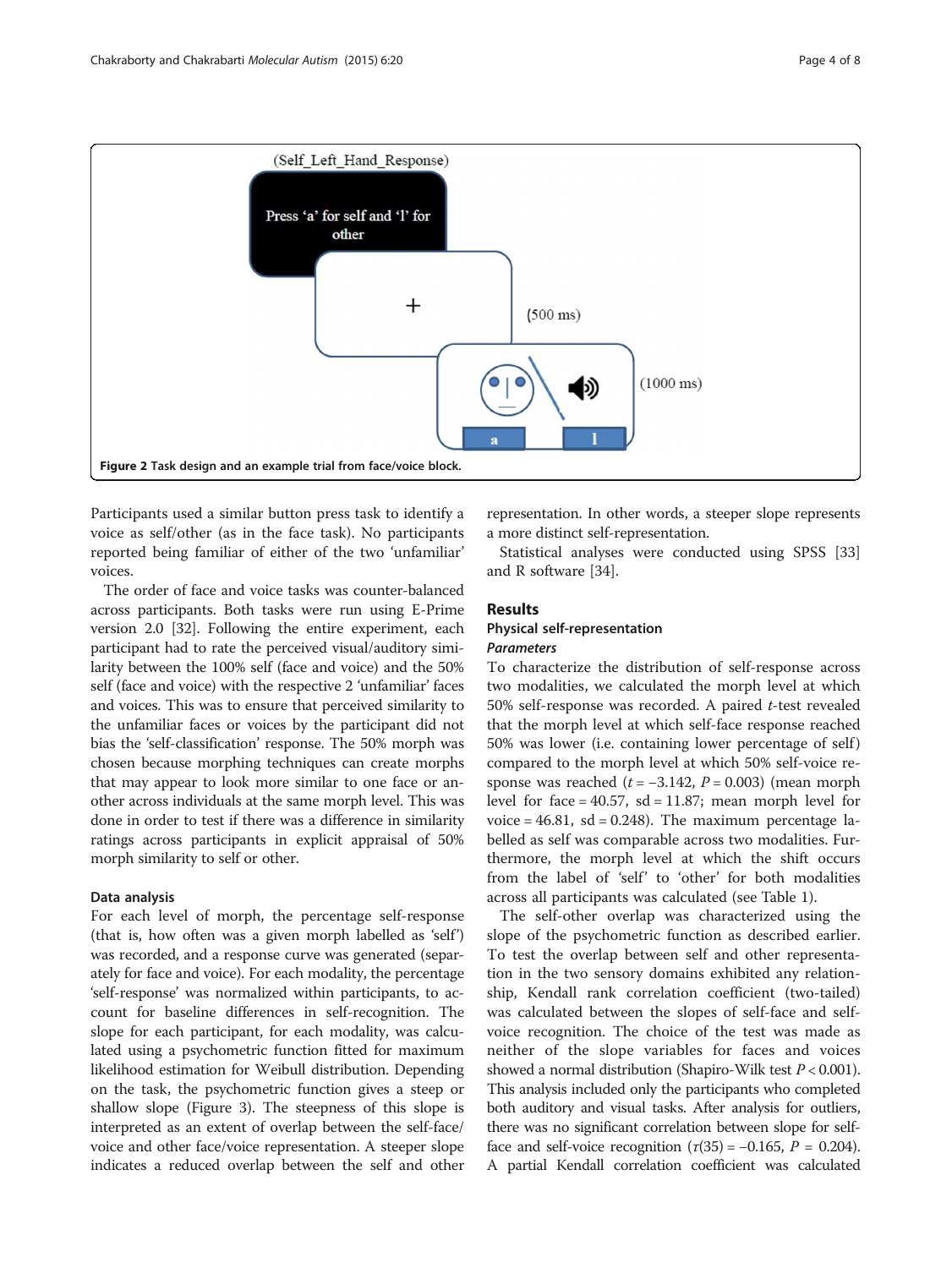Figure 2 Task design and an example trial from face/voice block.

Participants used a similar button press task to identify a voice as self/other (as in the face task). No participants reported being familiar of either of the two 'unfamiliar' voices.

The order of face and voice tasks was counter-balanced across participants. Both tasks were run using E-Prime version 2.0 [32]. Following the entire experiment, each participant had to rate the perceived visual/auditory similarity between the 100% self (face and voice) and the 50% self (face and voice) with the respective 2 'unfamiliar' faces and voices. This was to ensure that perceived similarity to the unfamiliar faces or voices by the participant did not bias the 'self-classification' response. The 50% morph was chosen because morphing techniques can create morphs that may appear to look more similar to one face or another across individuals at the same morph level. This was done in order to test if there was a difference in similarity ratings across participants in explicit appraisal of 50% morph similarity to self or other.

### Data analysis

For each level of morph, the percentage self-response (that is, how often was a given morph labelled as 'self') was recorded, and a response curve was generated (separately for face and voice). For each modality, the percentage 'self-response' was normalized within participants, to account for baseline differences in self-recognition. The slope for each participant, for each modality, was calculated using a psychometric function fitted for maximum likelihood estimation for Weibull distribution. Depending on the task, the psychometric function gives a steep or shallow slope (Figure 3). The steepness of this slope is interpreted as an extent of overlap between the self-face/voice and other face/voice representation. A steeper slope indicates a reduced overlap between the self and other representation. In other words, a steeper slope represents a more distinct self-representation.

Statistical analyses were conducted using SPSS [33] and R software [34].

## Results

### Physical self-representation

#### *Parameters*

To characterize the distribution of self-response across two modalities, we calculated the morph level at which 50% self-response was recorded. A paired *t*-test revealed that the morph level at which self-face response reached 50% was lower (i.e. containing lower percentage of self) compared to the morph level at which 50% self-voice response was reached ($t = -3.142$, $P = 0.003$) (mean morph level for face = 40.57, sd = 11.87; mean morph level for voice = 46.81, sd = 0.248). The maximum percentage labelled as self was comparable across two modalities. Furthermore, the morph level at which the shift occurs from the label of 'self' to 'other' for both modalities across all participants was calculated (see Table 1).

The self-other overlap was characterized using the slope of the psychometric function as described earlier. To test the overlap between self and other representation in the two sensory domains exhibited any relationship, Kendall rank correlation coefficient (two-tailed) was calculated between the slopes of self-face and self-voice recognition. The choice of the test was made as neither of the slope variables for faces and voices showed a normal distribution (Shapiro-Wilk test $P < 0.001$). This analysis included only the participants who completed both auditory and visual tasks. After analysis for outliers, there was no significant correlation between slope for self-face and self-voice recognition ($\tau(35) = -0.165$, $P = 0.204$). A partial Kendall correlation coefficient was calculated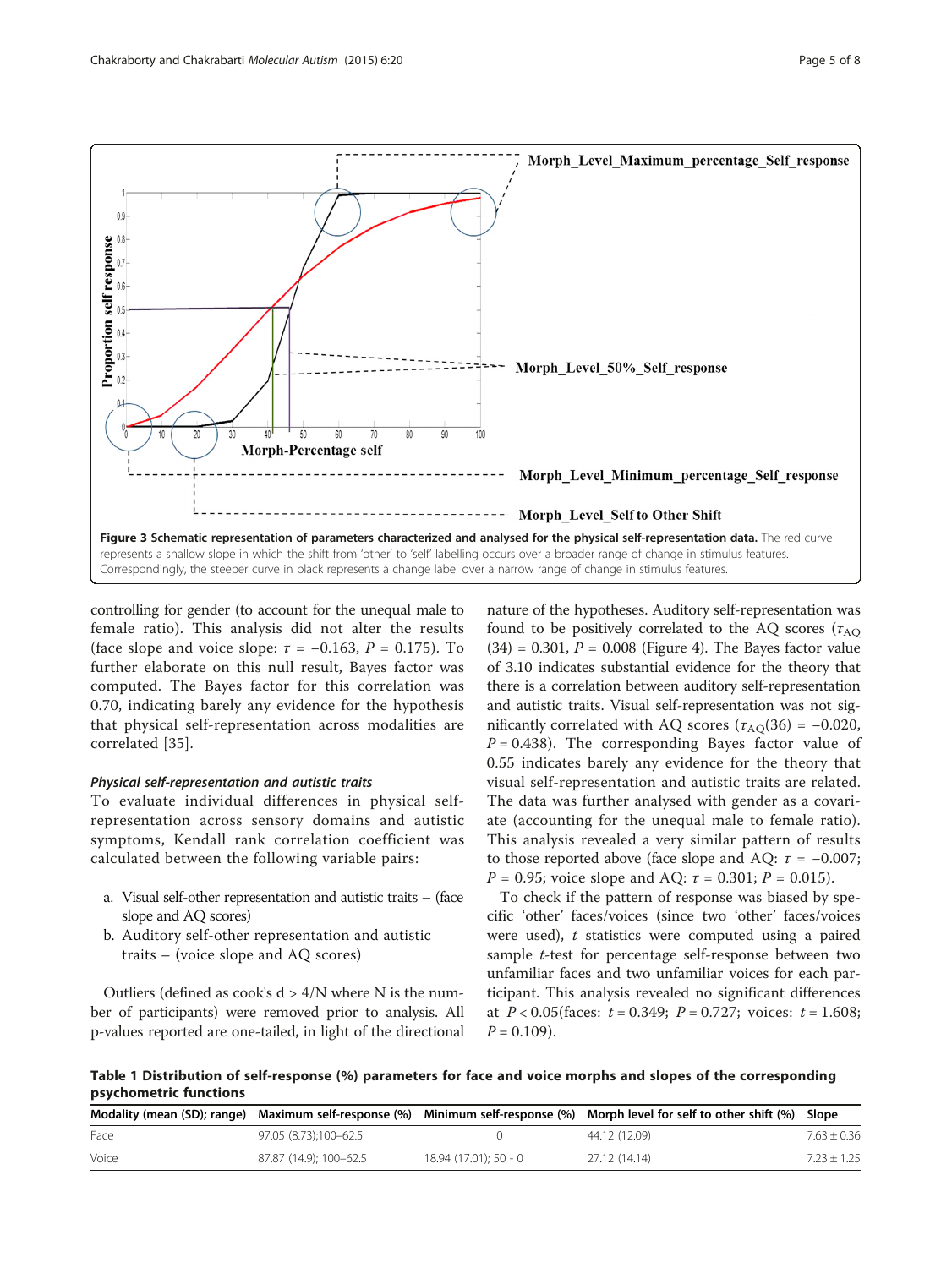Figure 3 Schematic representation of parameters characterized and analysed for the physical self-representation data. The red curve represents a shallow slope in which the shift from 'other' to 'self' labelling occurs over a broader range of change in stimulus features. Correspondingly, the steeper curve in black represents a change label over a narrow range of change in stimulus features.

controlling for gender (to account for the unequal male to female ratio). This analysis did not alter the results (face slope and voice slope: $\tau = -0.163$, $P = 0.175$). To further elaborate on this null result, Bayes factor was computed. The Bayes factor for this correlation was 0.70, indicating barely any evidence for the hypothesis that physical self-representation across modalities are correlated [35].

#### *Physical self-representation and autistic traits*

To evaluate individual differences in physical self-representation across sensory domains and autistic symptoms, Kendall rank correlation coefficient was calculated between the following variable pairs:

a. Visual self-other representation and autistic traits – (face slope and AQ scores)
b. Auditory self-other representation and autistic traits – (voice slope and AQ scores)

Outliers (defined as cook's d > 4/N where N is the number of participants) were removed prior to analysis. All p-values reported are one-tailed, in light of the directional nature of the hypotheses. Auditory self-representation was found to be positively correlated to the AQ scores ($\tau_{AQ}(34) = 0.301$, $P = 0.008$ (Figure 4). The Bayes factor value of 3.10 indicates substantial evidence for the theory that there is a correlation between auditory self-representation and autistic traits. Visual self-representation was not significantly correlated with AQ scores ($\tau_{AQ}(36) = -0.020$, $P = 0.438$). The corresponding Bayes factor value of 0.55 indicates barely any evidence for the theory that visual self-representation and autistic traits are related. The data was further analysed with gender as a covariate (accounting for the unequal male to female ratio). This analysis revealed a very similar pattern of results to those reported above (face slope and AQ: $\tau = -0.007$; $P = 0.95$; voice slope and AQ: $\tau = 0.301$; $P = 0.015$).

To check if the pattern of response was biased by specific 'other' faces/voices (since two 'other' faces/voices were used), $t$ statistics were computed using a paired sample $t$-test for percentage self-response between two unfamiliar faces and two unfamiliar voices for each participant. This analysis revealed no significant differences at $P < 0.05$(faces: $t = 0.349$; $P = 0.727$; voices: $t = 1.608$; $P = 0.109$).

**Table 1 Distribution of self-response (%) parameters for face and voice morphs and slopes of the corresponding psychometric functions**

| Modality (mean (SD); range) | Maximum self-response (%) | Minimum self-response (%) | Morph level for self to other shift (%) | Slope |
|---|---|---|---|---|
| Face | 97.05 (8.73);100–62.5 | 0 | 44.12 (12.09) | 7.63 ± 0.36 |
| Voice | 87.87 (14.9); 100–62.5 | 18.94 (17.01); 50 - 0 | 27.12 (14.14) | 7.23 ± 1.25 |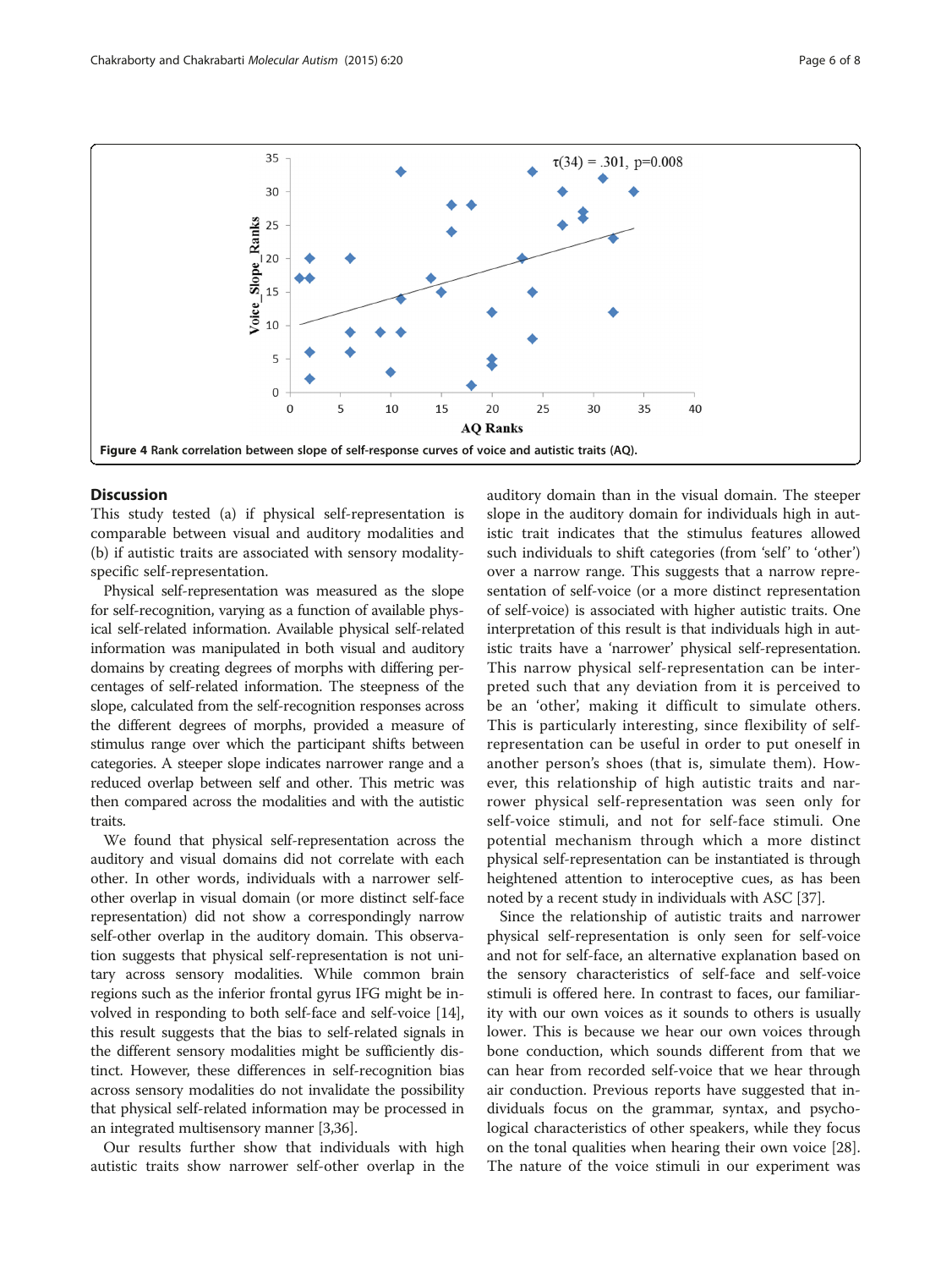Figure 4 Rank correlation between slope of self-response curves of voice and autistic traits (AQ).

## Discussion

This study tested (a) if physical self-representation is comparable between visual and auditory modalities and (b) if autistic traits are associated with sensory modality-specific self-representation.

Physical self-representation was measured as the slope for self-recognition, varying as a function of available physical self-related information. Available physical self-related information was manipulated in both visual and auditory domains by creating degrees of morphs with differing percentages of self-related information. The steepness of the slope, calculated from the self-recognition responses across the different degrees of morphs, provided a measure of stimulus range over which the participant shifts between categories. A steeper slope indicates narrower range and a reduced overlap between self and other. This metric was then compared across the modalities and with the autistic traits.

We found that physical self-representation across the auditory and visual domains did not correlate with each other. In other words, individuals with a narrower self-other overlap in visual domain (or more distinct self-face representation) did not show a correspondingly narrow self-other overlap in the auditory domain. This observation suggests that physical self-representation is not unitary across sensory modalities. While common brain regions such as the inferior frontal gyrus IFG might be involved in responding to both self-face and self-voice [14], this result suggests that the bias to self-related signals in the different sensory modalities might be sufficiently distinct. However, these differences in self-recognition bias across sensory modalities do not invalidate the possibility that physical self-related information may be processed in an integrated multisensory manner [3,36].

Our results further show that individuals with high autistic traits show narrower self-other overlap in the auditory domain than in the visual domain. The steeper slope in the auditory domain for individuals high in autistic trait indicates that the stimulus features allowed such individuals to shift categories (from 'self' to 'other') over a narrow range. This suggests that a narrow representation of self-voice (or a more distinct representation of self-voice) is associated with higher autistic traits. One interpretation of this result is that individuals high in autistic traits have a 'narrower' physical self-representation. This narrow physical self-representation can be interpreted such that any deviation from it is perceived to be an 'other', making it difficult to simulate others. This is particularly interesting, since flexibility of self-representation can be useful in order to put oneself in another person's shoes (that is, simulate them). However, this relationship of high autistic traits and narrower physical self-representation was seen only for self-voice stimuli, and not for self-face stimuli. One potential mechanism through which a more distinct physical self-representation can be instantiated is through heightened attention to interoceptive cues, as has been noted by a recent study in individuals with ASC [37].

Since the relationship of autistic traits and narrower physical self-representation is only seen for self-voice and not for self-face, an alternative explanation based on the sensory characteristics of self-face and self-voice stimuli is offered here. In contrast to faces, our familiarity with our own voices as it sounds to others is usually lower. This is because we hear our own voices through bone conduction, which sounds different from that we can hear from recorded self-voice that we hear through air conduction. Previous reports have suggested that individuals focus on the grammar, syntax, and psychological characteristics of other speakers, while they focus on the tonal qualities when hearing their own voice [28]. The nature of the voice stimuli in our experiment was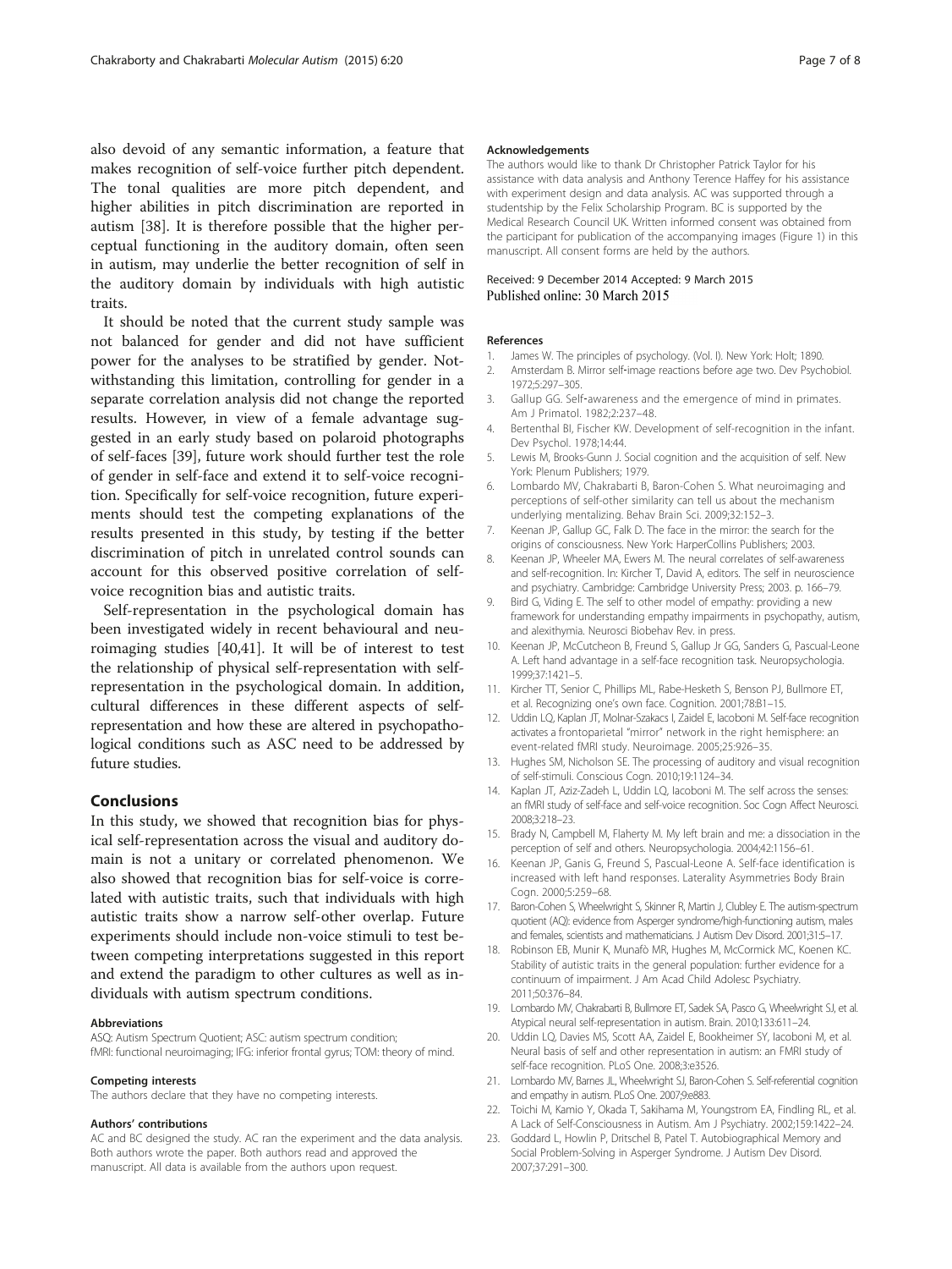also devoid of any semantic information, a feature that makes recognition of self-voice further pitch dependent. The tonal qualities are more pitch dependent, and higher abilities in pitch discrimination are reported in autism [38]. It is therefore possible that the higher perceptual functioning in the auditory domain, often seen in autism, may underlie the better recognition of self in the auditory domain by individuals with high autistic traits.

It should be noted that the current study sample was not balanced for gender and did not have sufficient power for the analyses to be stratified by gender. Notwithstanding this limitation, controlling for gender in a separate correlation analysis did not change the reported results. However, in view of a female advantage suggested in an early study based on polaroid photographs of self-faces [39], future work should further test the role of gender in self-face and extend it to self-voice recognition. Specifically for self-voice recognition, future experiments should test the competing explanations of the results presented in this study, by testing if the better discrimination of pitch in unrelated control sounds can account for this observed positive correlation of self-voice recognition bias and autistic traits.

Self-representation in the psychological domain has been investigated widely in recent behavioural and neuroimaging studies [40,41]. It will be of interest to test the relationship of physical self-representation with self-representation in the psychological domain. In addition, cultural differences in these different aspects of self-representation and how these are altered in psychopathological conditions such as ASC need to be addressed by future studies.

## Conclusions

In this study, we showed that recognition bias for physical self-representation across the visual and auditory domain is not a unitary or correlated phenomenon. We also showed that recognition bias for self-voice is correlated with autistic traits, such that individuals with high autistic traits show a narrow self-other overlap. Future experiments should include non-voice stimuli to test between competing interpretations suggested in this report and extend the paradigm to other cultures as well as individuals with autism spectrum conditions.

#### Abbreviations

ASQ: Autism Spectrum Quotient; ASC: autism spectrum condition; fMRI: functional neuroimaging; IFG: inferior frontal gyrus; TOM: theory of mind.

#### Competing interests

The authors declare that they have no competing interests.

#### Authors' contributions

AC and BC designed the study. AC ran the experiment and the data analysis. Both authors wrote the paper. Both authors read and approved the manuscript. All data is available from the authors upon request.

#### Acknowledgements

The authors would like to thank Dr Christopher Patrick Taylor for his assistance with data analysis and Anthony Terence Haffey for his assistance with experiment design and data analysis. AC was supported through a studentship by the Felix Scholarship Program. BC is supported by the Medical Research Council UK. Written informed consent was obtained from the participant for publication of the accompanying images (Figure 1) in this manuscript. All consent forms are held by the authors.

Received: 9 December 2014 Accepted: 9 March 2015
Published online: 30 March 2015

#### References

1. James W. The principles of psychology. (Vol. I). New York: Holt; 1890.
2. Amsterdam B. Mirror self-image reactions before age two. Dev Psychobiol. 1972;5:297–305.
3. Gallup GG. Self-awareness and the emergence of mind in primates. Am J Primatol. 1982;2:237–48.
4. Bertenthal BI, Fischer KW. Development of self-recognition in the infant. Dev Psychol. 1978;14:44.
5. Lewis M, Brooks-Gunn J. Social cognition and the acquisition of self. New York: Plenum Publishers; 1979.
6. Lombardo MV, Chakrabarti B, Baron-Cohen S. What neuroimaging and perceptions of self-other similarity can tell us about the mechanism underlying mentalizing. Behav Brain Sci. 2009;32:152–3.
7. Keenan JP, Gallup GC, Falk D. The face in the mirror: the search for the origins of consciousness. New York: HarperCollins Publishers; 2003.
8. Keenan JP, Wheeler MA, Ewers M. The neural correlates of self-awareness and self-recognition. In: Kircher T, David A, editors. The self in neuroscience and psychiatry. Cambridge: Cambridge University Press; 2003. p. 166–79.
9. Bird G, Viding E. The self to other model of empathy: providing a new framework for understanding empathy impairments in psychopathy, autism, and alexithymia. Neurosci Biobehav Rev. in press.
10. Keenan JP, McCutcheon B, Freund S, Gallup Jr GG, Sanders G, Pascual-Leone A. Left hand advantage in a self-face recognition task. Neuropsychologia. 1999;37:1421–5.
11. Kircher TT, Senior C, Phillips ML, Rabe-Hesketh S, Benson PJ, Bullmore ET, et al. Recognizing one's own face. Cognition. 2001;78:B1–15.
12. Uddin LQ, Kaplan JT, Molnar-Szakacs I, Zaidel E, Iacoboni M. Self-face recognition activates a frontoparietal "mirror" network in the right hemisphere: an event-related fMRI study. Neuroimage. 2005;25:926–35.
13. Hughes SM, Nicholson SE. The processing of auditory and visual recognition of self-stimuli. Conscious Cogn. 2010;19:1124–34.
14. Kaplan JT, Aziz-Zadeh L, Uddin LQ, Iacoboni M. The self across the senses: an fMRI study of self-face and self-voice recognition. Soc Cogn Affect Neurosci. 2008;3:218–23.
15. Brady N, Campbell M, Flaherty M. My left brain and me: a dissociation in the perception of self and others. Neuropsychologia. 2004;42:1156–61.
16. Keenan JP, Ganis G, Freund S, Pascual-Leone A. Self-face identification is increased with left hand responses. Laterality Asymmetries Body Brain Cogn. 2000;5:259–68.
17. Baron-Cohen S, Wheelwright S, Skinner R, Martin J, Clubley E. The autism-spectrum quotient (AQ): evidence from Asperger syndrome/high-functioning autism, males and females, scientists and mathematicians. J Autism Dev Disord. 2001;31:5–17.
18. Robinson EB, Munir K, Munafò MR, Hughes M, McCormick MC, Koenen KC. Stability of autistic traits in the general population: further evidence for a continuum of impairment. J Am Acad Child Adolesc Psychiatry. 2011;50:376–84.
19. Lombardo MV, Chakrabarti B, Bullmore ET, Sadek SA, Pasco G, Wheelwright SJ, et al. Atypical neural self-representation in autism. Brain. 2010;133:611–24.
20. Uddin LQ, Davies MS, Scott AA, Zaidel E, Bookheimer SY, Iacoboni M, et al. Neural basis of self and other representation in autism: an FMRI study of self-face recognition. PLoS One. 2008;3:e3526.
21. Lombardo MV, Barnes JL, Wheelwright SJ, Baron-Cohen S. Self-referential cognition and empathy in autism. PLoS One. 2007;9:e883.
22. Toichi M, Kamio Y, Okada T, Sakihama M, Youngstrom EA, Findling RL, et al. A Lack of Self-Consciousness in Autism. Am J Psychiatry. 2002;159:1422–24.
23. Goddard L, Howlin P, Dritschel B, Patel T. Autobiographical Memory and Social Problem-Solving in Asperger Syndrome. J Autism Dev Disord. 2007;37:291–300.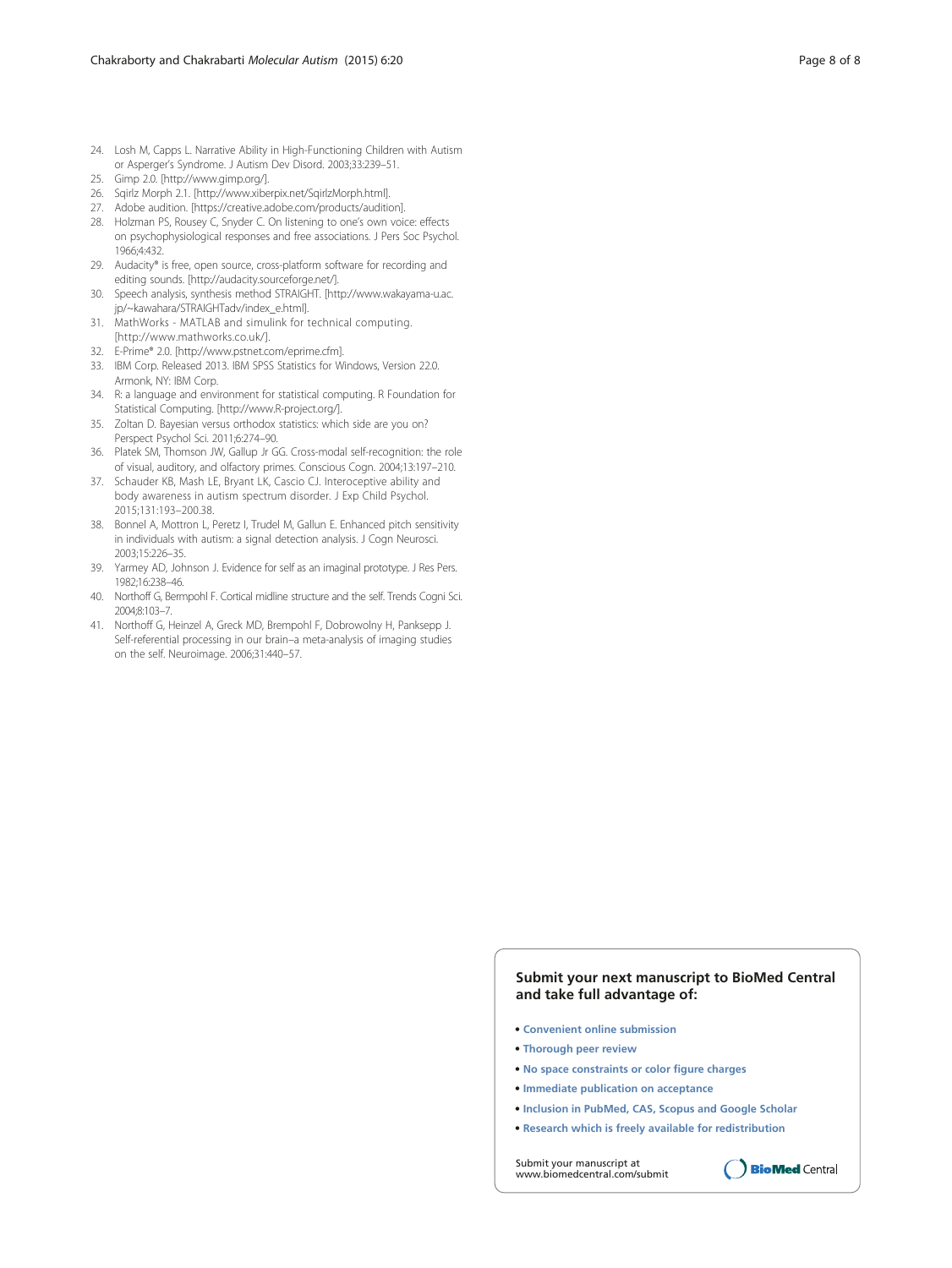24. Losh M, Capps L. Narrative Ability in High-Functioning Children with Autism or Asperger's Syndrome. J Autism Dev Disord. 2003;33:239–51.
25. Gimp 2.0. [http://www.gimp.org/].
26. Sqirlz Morph 2.1. [http://www.xiberpix.net/SqirlzMorph.html].
27. Adobe audition. [https://creative.adobe.com/products/audition].
28. Holzman PS, Rousey C, Snyder C. On listening to one's own voice: effects on psychophysiological responses and free associations. J Pers Soc Psychol. 1966;4:432.
29. Audacity® is free, open source, cross-platform software for recording and editing sounds. [http://audacity.sourceforge.net/].
30. Speech analysis, synthesis method STRAIGHT. [http://www.wakayama-u.ac.jp/~kawahara/STRAIGHTadv/index_e.html].
31. MathWorks - MATLAB and simulink for technical computing. [http://www.mathworks.co.uk/].
32. E-Prime® 2.0. [http://www.pstnet.com/eprime.cfm].
33. IBM Corp. Released 2013. IBM SPSS Statistics for Windows, Version 22.0. Armonk, NY: IBM Corp.
34. R: a language and environment for statistical computing. R Foundation for Statistical Computing. [http://www.R-project.org/].
35. Zoltan D. Bayesian versus orthodox statistics: which side are you on? Perspect Psychol Sci. 2011;6:274–90.
36. Platek SM, Thomson JW, Gallup Jr GG. Cross-modal self-recognition: the role of visual, auditory, and olfactory primes. Conscious Cogn. 2004;13:197–210.
37. Schauder KB, Mash LE, Bryant LK, Cascio CJ. Interoceptive ability and body awareness in autism spectrum disorder. J Exp Child Psychol. 2015;131:193–200.38.
38. Bonnel A, Mottron L, Peretz I, Trudel M, Gallun E. Enhanced pitch sensitivity in individuals with autism: a signal detection analysis. J Cogn Neurosci. 2003;15:226–35.
39. Yarmey AD, Johnson J. Evidence for self as an imaginal prototype. J Res Pers. 1982;16:238–46.
40. Northoff G, Bermpohl F. Cortical midline structure and the self. Trends Cogni Sci. 2004;8:103–7.
41. Northoff G, Heinzel A, Greck MD, Brempohl F, Dobrowolny H, Panksepp J. Self-referential processing in our brain–a meta-analysis of imaging studies on the self. Neuroimage. 2006;31:440–57.

**Submit your next manuscript to BioMed Central and take full advantage of:**

- **Convenient online submission**
- **Thorough peer review**
- **No space constraints or color figure charges**
- **Immediate publication on acceptance**
- **Inclusion in PubMed, CAS, Scopus and Google Scholar**
- **Research which is freely available for redistribution**

Submit your manuscript at
www.biomedcentral.com/submit

BioMed Central